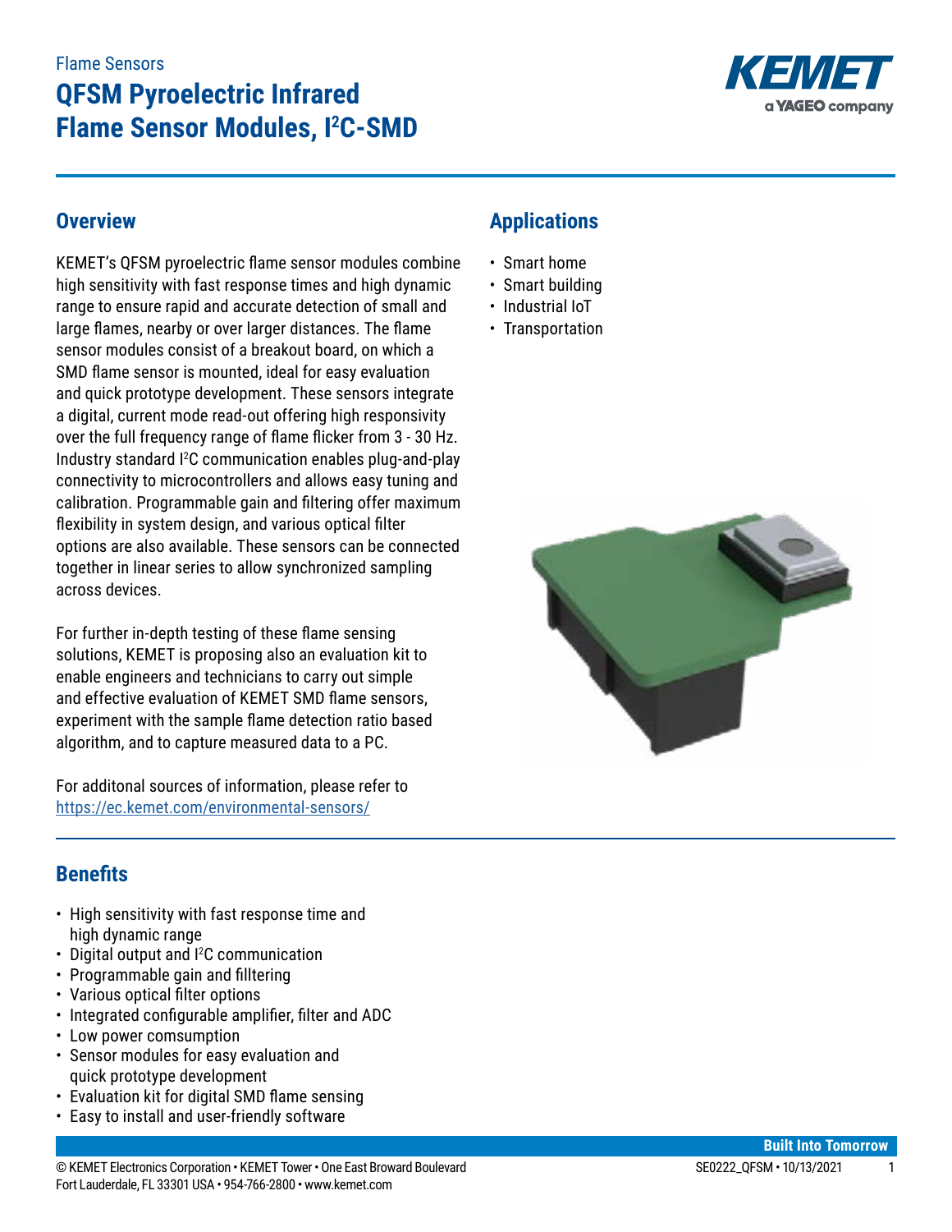Flame Sensors

# QFSM Pyroelectric Infrared Flame Sensor Modules, I$^2$C-SMD

## Overview

KEMET's QFSM pyroelectric flame sensor modules combine high sensitivity with fast response times and high dynamic range to ensure rapid and accurate detection of small and large flames, nearby or over larger distances. The flame sensor modules consist of a breakout board, on which a SMD flame sensor is mounted, ideal for easy evaluation and quick prototype development. These sensors integrate a digital, current mode read-out offering high responsivity over the full frequency range of flame flicker from 3 - 30 Hz. Industry standard I$^2$C communication enables plug-and-play connectivity to microcontrollers and allows easy tuning and calibration. Programmable gain and filtering offer maximum flexibility in system design, and various optical filter options are also available. These sensors can be connected together in linear series to allow synchronized sampling across devices.

For further in-depth testing of these flame sensing solutions, KEMET is proposing also an evaluation kit to enable engineers and technicians to carry out simple and effective evaluation of KEMET SMD flame sensors, experiment with the sample flame detection ratio based algorithm, and to capture measured data to a PC.

For additonal sources of information, please refer to [https://ec.kemet.com/environmental-sensors/](https://ec.kemet.com/environmental-sensors/)

## Applications

- Smart home
- Smart building
- Industrial IoT
- Transportation

## Benefits

- High sensitivity with fast response time and high dynamic range
- Digital output and I$^2$C communication
- Programmable gain and filltering
- Various optical filter options
- Integrated configurable amplifier, filter and ADC
- Low power comsumption
- Sensor modules for easy evaluation and quick prototype development
- Evaluation kit for digital SMD flame sensing
- Easy to install and user-friendly software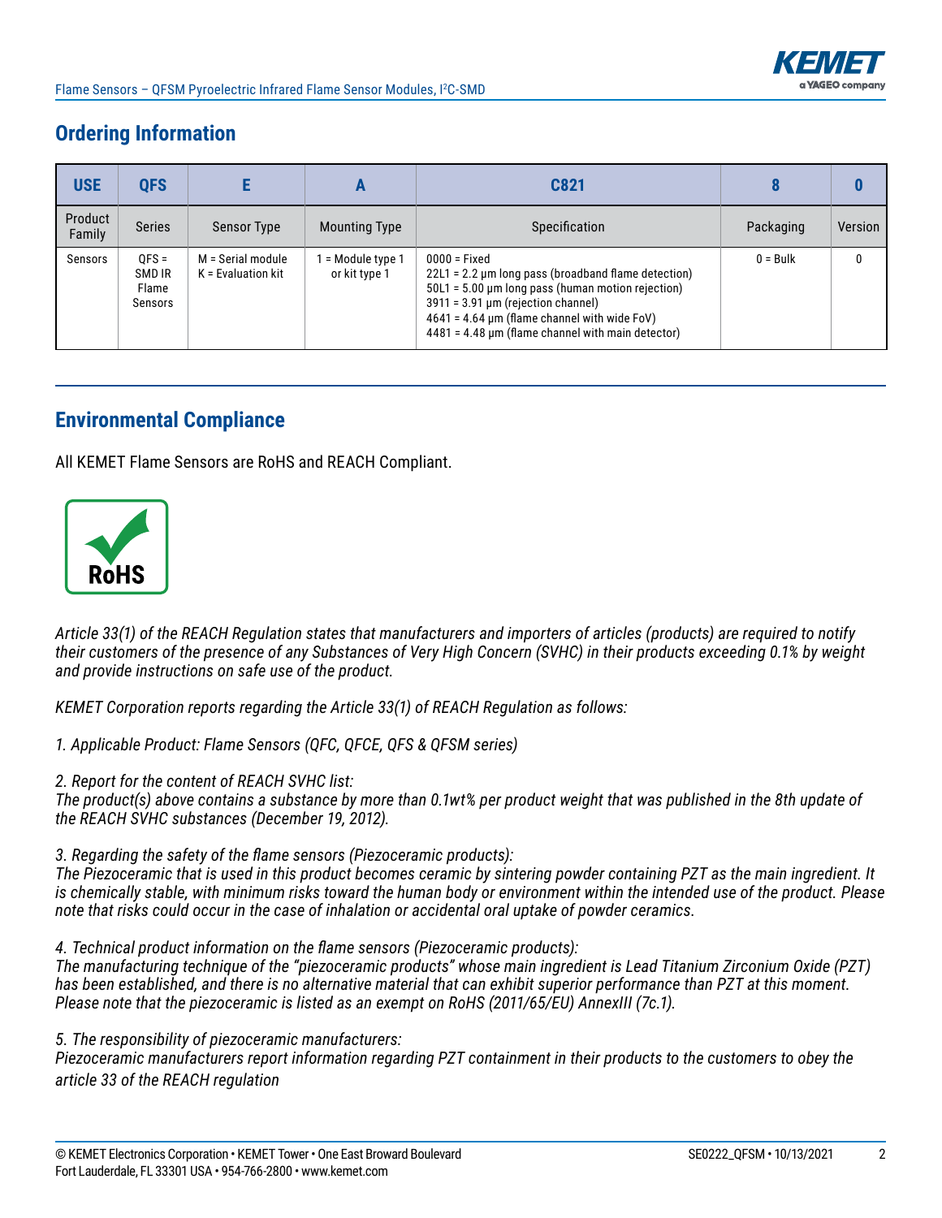## Ordering Information

| USE | QFS | E | A | C821 | 8 | 0 |
|---|---|---|---|---|---|---|
| Product Family | Series | Sensor Type | Mounting Type | Specification | Packaging | Version |
| Sensors | QFS = SMD IR Flame Sensors | M = Serial module<br>K = Evaluation kit | 1 = Module type 1 or kit type 1 | 0000 = Fixed<br>22L1 = 2.2 µm long pass (broadband flame detection)<br>50L1 = 5.00 µm long pass (human motion rejection)<br>3911 = 3.91 µm (rejection channel)<br>4641 = 4.64 µm (flame channel with wide FoV)<br>4481 = 4.48 µm (flame channel with main detector) | 0 = Bulk | 0 |

## Environmental Compliance

All KEMET Flame Sensors are RoHS and REACH Compliant.

RoHS

*Article 33(1) of the REACH Regulation states that manufacturers and importers of articles (products) are required to notify their customers of the presence of any Substances of Very High Concern (SVHC) in their products exceeding 0.1% by weight and provide instructions on safe use of the product.*

*KEMET Corporation reports regarding the Article 33(1) of REACH Regulation as follows:*

*1. Applicable Product: Flame Sensors (QFC, QFCE, QFS & QFSM series)*

*2. Report for the content of REACH SVHC list:*
*The product(s) above contains a substance by more than 0.1wt% per product weight that was published in the 8th update of the REACH SVHC substances (December 19, 2012).*

*3. Regarding the safety of the flame sensors (Piezoceramic products):*
*The Piezoceramic that is used in this product becomes ceramic by sintering powder containing PZT as the main ingredient. It is chemically stable, with minimum risks toward the human body or environment within the intended use of the product. Please note that risks could occur in the case of inhalation or accidental oral uptake of powder ceramics.*

*4. Technical product information on the flame sensors (Piezoceramic products):*
*The manufacturing technique of the "piezoceramic products" whose main ingredient is Lead Titanium Zirconium Oxide (PZT) has been established, and there is no alternative material that can exhibit superior performance than PZT at this moment. Please note that the piezoceramic is listed as an exempt on RoHS (2011/65/EU) AnnexIII (7c.1).*

*5. The responsibility of piezoceramic manufacturers:*
*Piezoceramic manufacturers report information regarding PZT containment in their products to the customers to obey the article 33 of the REACH regulation*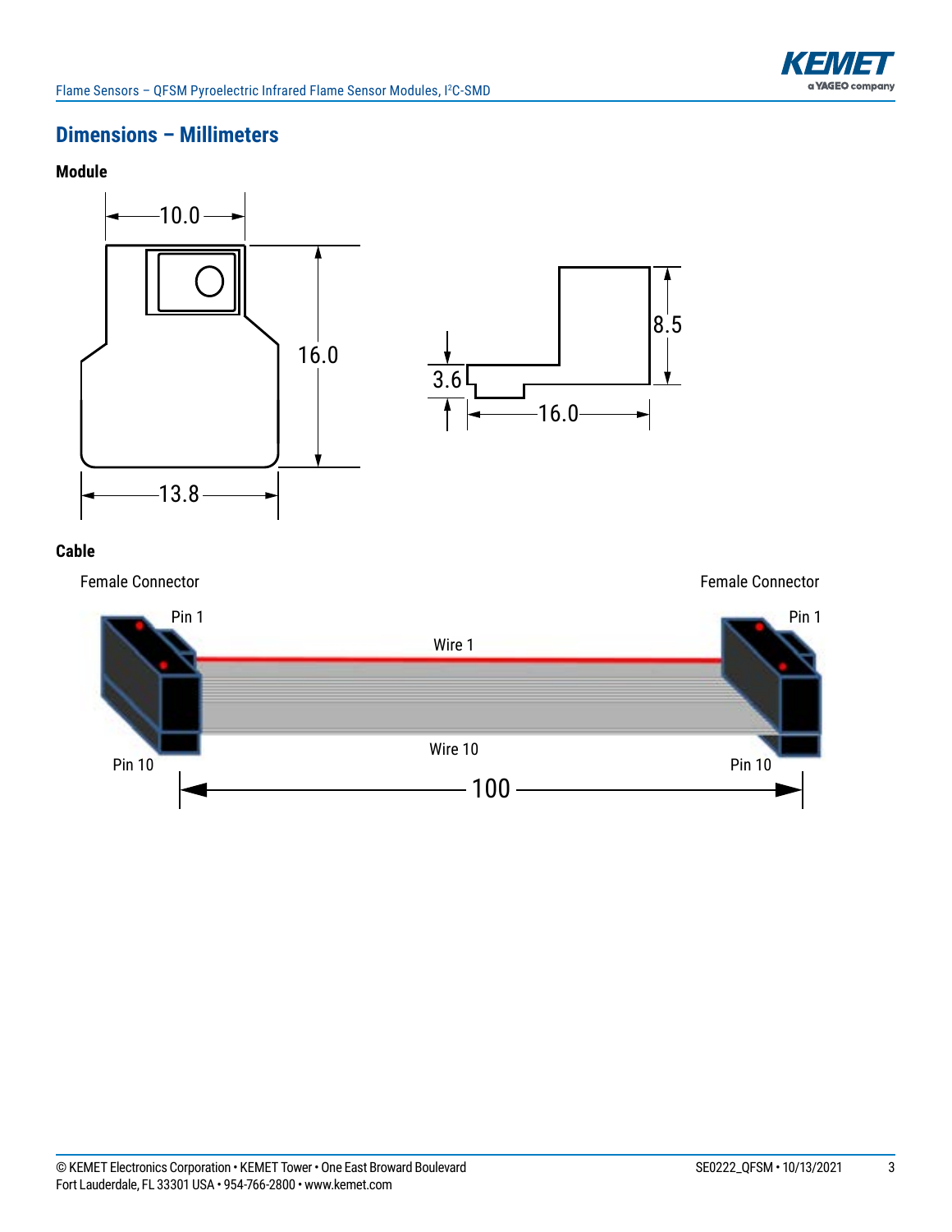## Dimensions – Millimeters

### Module

10.0

16.0

13.8

3.6

8.5

16.0

### Cable

Female Connector

Female Connector

Pin 1

Pin 1

Wire 1

Wire 10

Pin 10

Pin 10

100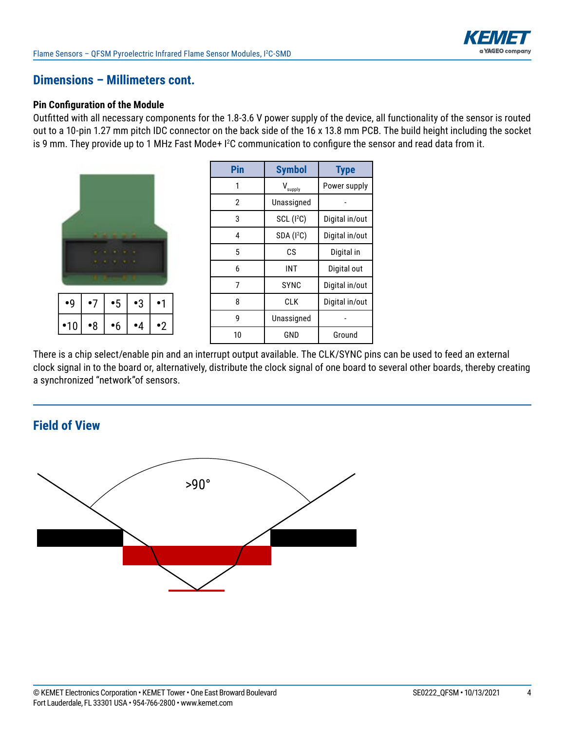## Dimensions – Millimeters cont.

### Pin Configuration of the Module

Outfitted with all necessary components for the 1.8-3.6 V power supply of the device, all functionality of the sensor is routed out to a 10-pin 1.27 mm pitch IDC connector on the back side of the 16 x 13.8 mm PCB. The build height including the socket is 9 mm. They provide up to 1 MHz Fast Mode+ I²C communication to configure the sensor and read data from it.

| •9 | •7 | •5 | •3 | •1 |
|---|---|---|---|---|
| •10 | •8 | •6 | •4 | •2 |

| Pin | Symbol | Type |
|---|---|---|
| 1 | $V_{supply}$ | Power supply |
| 2 | Unassigned | - |
| 3 | SCL (I²C) | Digital in/out |
| 4 | SDA (I²C) | Digital in/out |
| 5 | CS | Digital in |
| 6 | INT | Digital out |
| 7 | SYNC | Digital in/out |
| 8 | CLK | Digital in/out |
| 9 | Unassigned | - |
| 10 | GND | Ground |

There is a chip select/enable pin and an interrupt output available. The CLK/SYNC pins can be used to feed an external clock signal in to the board or, alternatively, distribute the clock signal of one board to several other boards, thereby creating a synchronized "network"of sensors.

## Field of View

>90°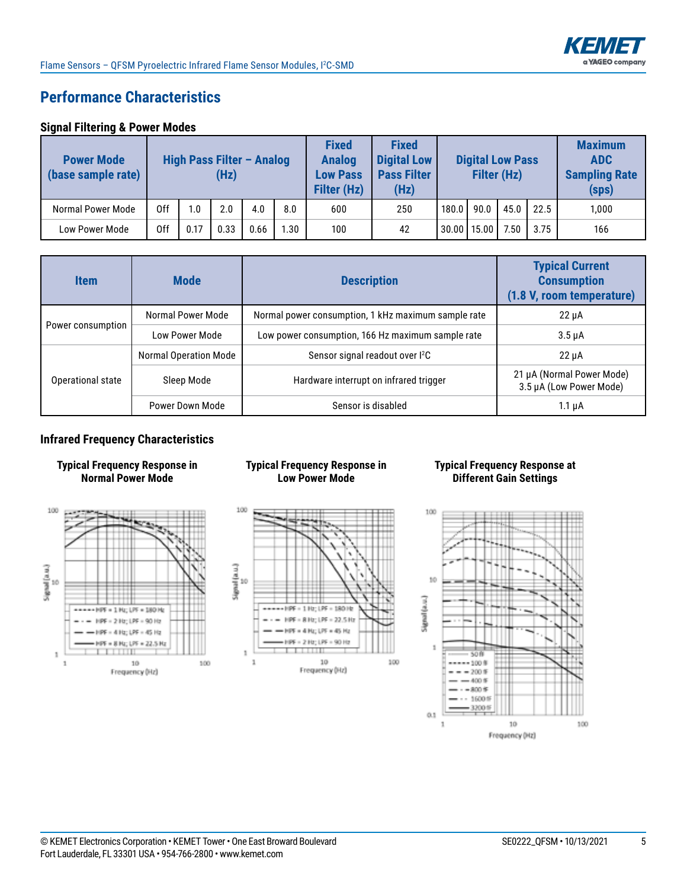## Performance Characteristics

### Signal Filtering & Power Modes

| Power Mode (base sample rate) | High Pass Filter – Analog (Hz) | | | | | Fixed Analog Low Pass Filter (Hz) | Fixed Digital Low Pass Filter (Hz) | Digital Low Pass Filter (Hz) | | | | Maximum ADC Sampling Rate (sps) |
|---|---|---|---|---|---|---|---|---|---|---|---|---|
| Normal Power Mode | Off | 1.0 | 2.0 | 4.0 | 8.0 | 600 | 250 | 180.0 | 90.0 | 45.0 | 22.5 | 1,000 |
| Low Power Mode | Off | 0.17 | 0.33 | 0.66 | 1.30 | 100 | 42 | 30.00 | 15.00 | 7.50 | 3.75 | 166 |

| Item | Mode | Description | Typical Current Consumption (1.8 V, room temperature) |
|---|---|---|---|
| Power consumption | Normal Power Mode | Normal power consumption, 1 kHz maximum sample rate | 22 µA |
| | Low Power Mode | Low power consumption, 166 Hz maximum sample rate | 3.5 µA |
| Operational state | Normal Operation Mode | Sensor signal readout over I²C | 22 µA |
| | Sleep Mode | Hardware interrupt on infrared trigger | 21 µA (Normal Power Mode)<br>3.5 µA (Low Power Mode) |
| | Power Down Mode | Sensor is disabled | 1.1 µA |

### Infrared Frequency Characteristics

**Typical Frequency Response in Normal Power Mode**

**Typical Frequency Response in Low Power Mode**

**Typical Frequency Response at Different Gain Settings**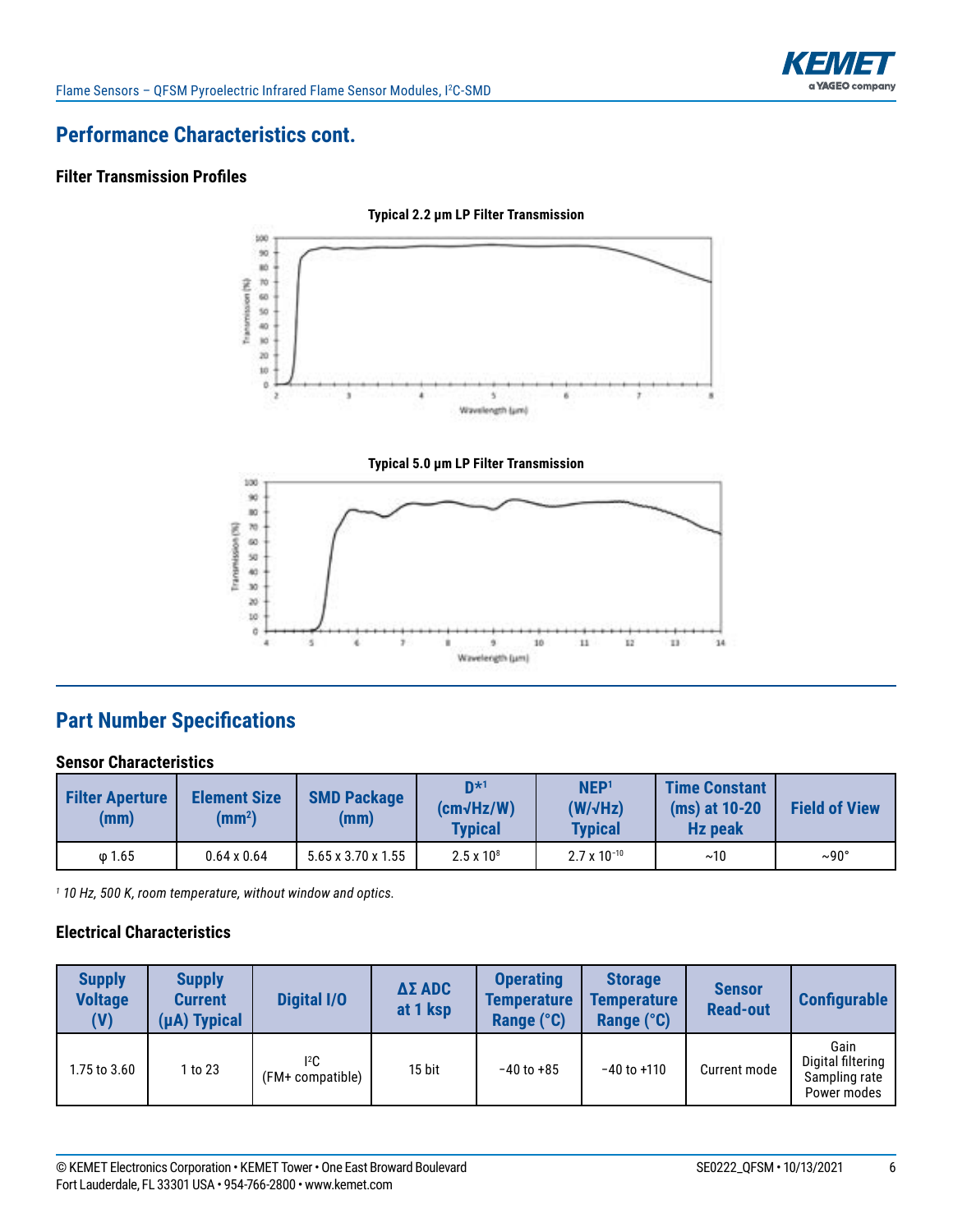## Performance Characteristics cont.

### Filter Transmission Profiles

**Typical 2.2 µm LP Filter Transmission**

**Typical 5.0 µm LP Filter Transmission**

## Part Number Specifications

### Sensor Characteristics

| Filter Aperture (mm) | Element Size ($mm^2$) | SMD Package (mm) | D*[1] (cm√Hz/W) Typical | NEP[1] (W/√Hz) Typical | Time Constant (ms) at 10-20 Hz peak | Field of View |
|---|---|---|---|---|---|---|
| φ 1.65 | 0.64 x 0.64 | 5.65 x 3.70 x 1.55 | $2.5 \times 10^8$ | $2.7 \times 10^{-10}$ | ~10 | ~90° |

*[1] 10 Hz, 500 K, room temperature, without window and optics.*

### Electrical Characteristics

| Supply Voltage (V) | Supply Current (µA) Typical | Digital I/O | ΔΣ ADC at 1 ksp | Operating Temperature Range (°C) | Storage Temperature Range (°C) | Sensor Read-out | Configurable |
|---|---|---|---|---|---|---|---|
| 1.75 to 3.60 | 1 to 23 | $I^2C$ (FM+ compatible) | 15 bit | −40 to +85 | −40 to +110 | Current mode | Gain<br>Digital filtering<br>Sampling rate<br>Power modes |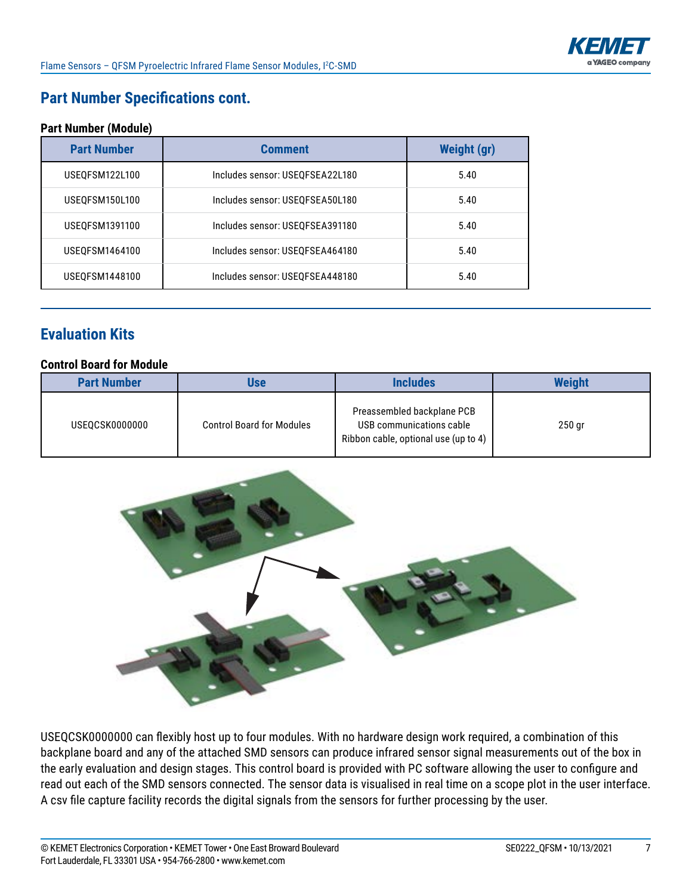## Part Number Specifications cont.

**Part Number (Module)**

| Part Number | Comment | Weight (gr) |
|---|---|---|
| USEQFSM122L100 | Includes sensor: USEQFSEA22L180 | 5.40 |
| USEQFSM150L100 | Includes sensor: USEQFSEA50L180 | 5.40 |
| USEQFSM1391100 | Includes sensor: USEQFSEA391180 | 5.40 |
| USEQFSM1464100 | Includes sensor: USEQFSEA464180 | 5.40 |
| USEQFSM1448100 | Includes sensor: USEQFSEA448180 | 5.40 |

## Evaluation Kits

**Control Board for Module**

| Part Number | Use | Includes | Weight |
|---|---|---|---|
| USEQCSK0000000 | Control Board for Modules | Preassembled backplane PCB<br>USB communications cable<br>Ribbon cable, optional use (up to 4) | 250 gr |

USEQCSK0000000 can flexibly host up to four modules. With no hardware design work required, a combination of this backplane board and any of the attached SMD sensors can produce infrared sensor signal measurements out of the box in the early evaluation and design stages. This control board is provided with PC software allowing the user to configure and read out each of the SMD sensors connected. The sensor data is visualised in real time on a scope plot in the user interface. A csv file capture facility records the digital signals from the sensors for further processing by the user.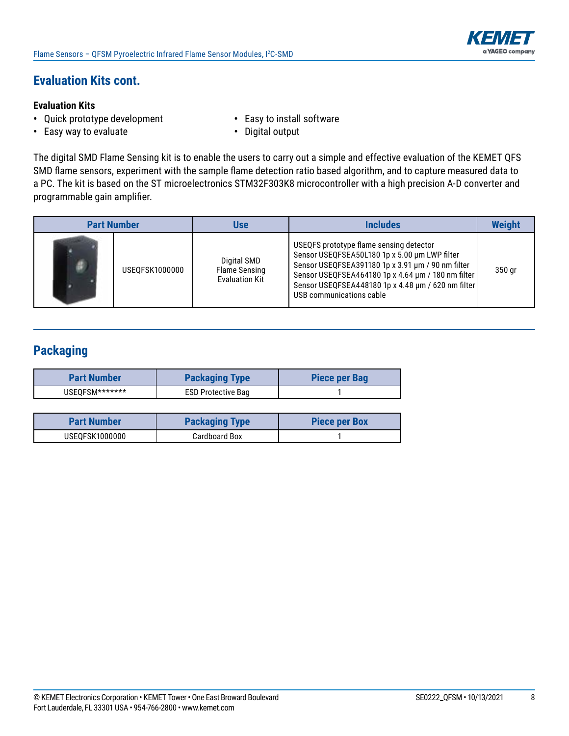## Evaluation Kits cont.

**Evaluation Kits**

- Quick prototype development
- Easy way to evaluate
- Easy to install software
- Digital output

The digital SMD Flame Sensing kit is to enable the users to carry out a simple and effective evaluation of the KEMET QFS SMD flame sensors, experiment with the sample flame detection ratio based algorithm, and to capture measured data to a PC. The kit is based on the ST microelectronics STM32F303K8 microcontroller with a high precision A-D converter and programmable gain amplifier.

| Part Number | | Use | Includes | Weight |
|---|---|---|---|---|
| | USEQFSK1000000 | Digital SMD Flame Sensing Evaluation Kit | USEQFS prototype flame sensing detector<br>Sensor USEQFSEA50L180 1p x 5.00 µm LWP filter<br>Sensor USEQFSEA391180 1p x 3.91 µm / 90 nm filter<br>Sensor USEQFSEA464180 1p x 4.64 µm / 180 nm filter<br>Sensor USEQFSEA448180 1p x 4.48 µm / 620 nm filter<br>USB communications cable | 350 gr |

## Packaging

| Part Number | Packaging Type | Piece per Bag |
|---|---|---|
| USEQFSM******* | ESD Protective Bag | 1 |

| Part Number | Packaging Type | Piece per Box |
|---|---|---|
| USEQFSK1000000 | Cardboard Box | 1 |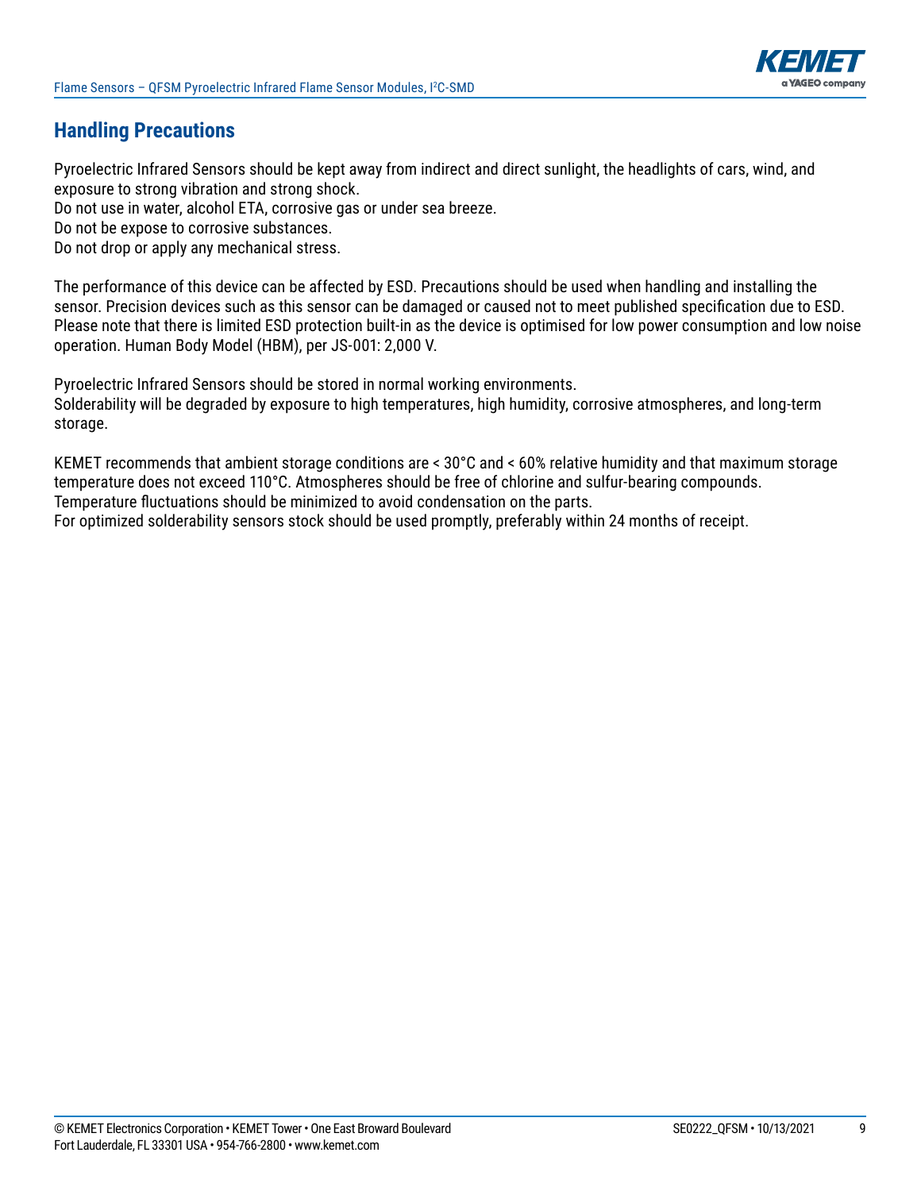## Handling Precautions

Pyroelectric Infrared Sensors should be kept away from indirect and direct sunlight, the headlights of cars, wind, and exposure to strong vibration and strong shock.
Do not use in water, alcohol ETA, corrosive gas or under sea breeze.
Do not be expose to corrosive substances.
Do not drop or apply any mechanical stress.

The performance of this device can be affected by ESD. Precautions should be used when handling and installing the sensor. Precision devices such as this sensor can be damaged or caused not to meet published specification due to ESD. Please note that there is limited ESD protection built-in as the device is optimised for low power consumption and low noise operation. Human Body Model (HBM), per JS-001: 2,000 V.

Pyroelectric Infrared Sensors should be stored in normal working environments.
Solderability will be degraded by exposure to high temperatures, high humidity, corrosive atmospheres, and long-term storage.

KEMET recommends that ambient storage conditions are < 30°C and < 60% relative humidity and that maximum storage temperature does not exceed 110°C. Atmospheres should be free of chlorine and sulfur-bearing compounds.
Temperature fluctuations should be minimized to avoid condensation on the parts.
For optimized solderability sensors stock should be used promptly, preferably within 24 months of receipt.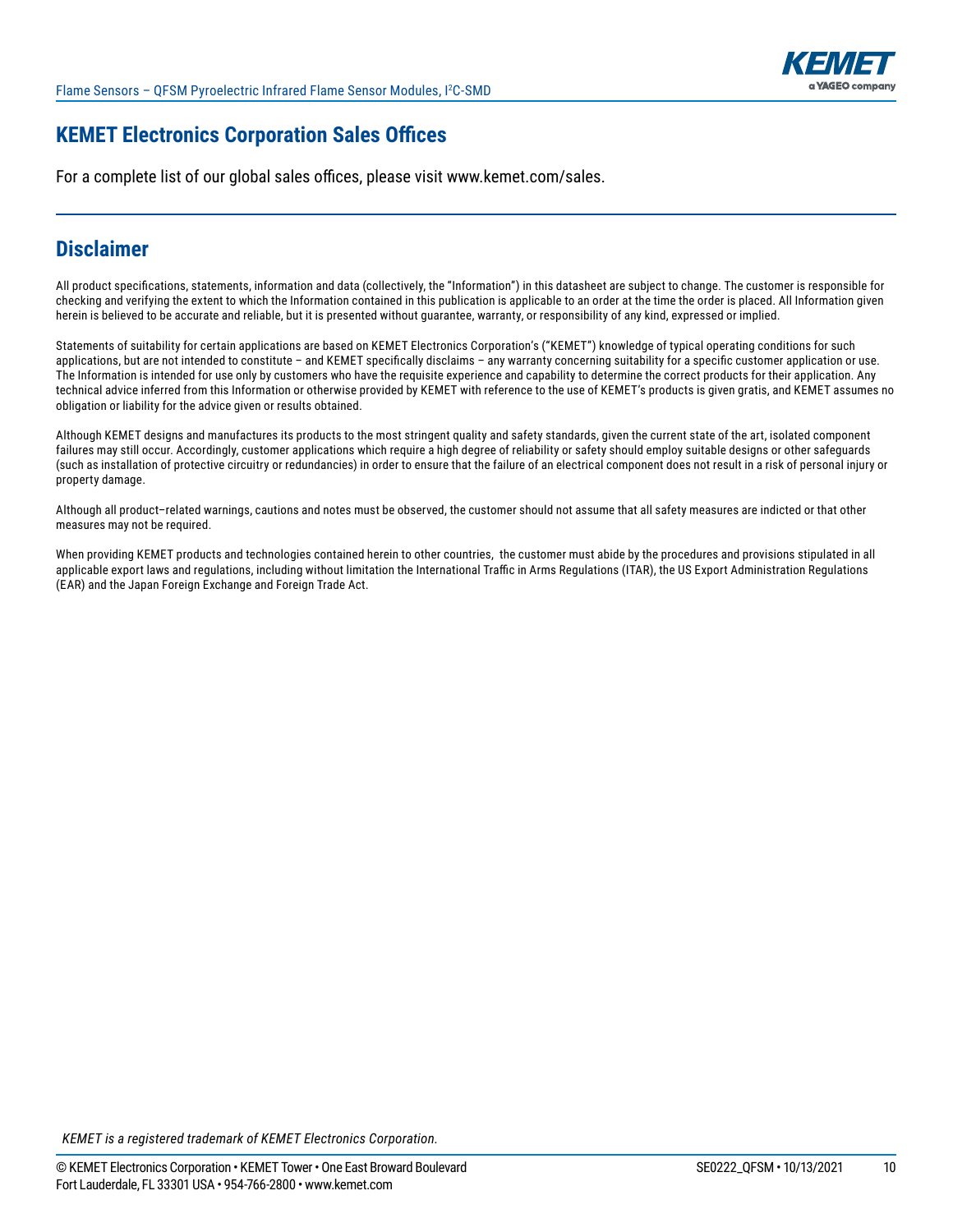## KEMET Electronics Corporation Sales Offices

For a complete list of our global sales offices, please visit www.kemet.com/sales.

## Disclaimer

All product specifications, statements, information and data (collectively, the "Information") in this datasheet are subject to change. The customer is responsible for checking and verifying the extent to which the Information contained in this publication is applicable to an order at the time the order is placed. All Information given herein is believed to be accurate and reliable, but it is presented without guarantee, warranty, or responsibility of any kind, expressed or implied.

Statements of suitability for certain applications are based on KEMET Electronics Corporation's ("KEMET") knowledge of typical operating conditions for such applications, but are not intended to constitute – and KEMET specifically disclaims – any warranty concerning suitability for a specific customer application or use. The Information is intended for use only by customers who have the requisite experience and capability to determine the correct products for their application. Any technical advice inferred from this Information or otherwise provided by KEMET with reference to the use of KEMET's products is given gratis, and KEMET assumes no obligation or liability for the advice given or results obtained.

Although KEMET designs and manufactures its products to the most stringent quality and safety standards, given the current state of the art, isolated component failures may still occur. Accordingly, customer applications which require a high degree of reliability or safety should employ suitable designs or other safeguards (such as installation of protective circuitry or redundancies) in order to ensure that the failure of an electrical component does not result in a risk of personal injury or property damage.

Although all product–related warnings, cautions and notes must be observed, the customer should not assume that all safety measures are indicted or that other measures may not be required.

When providing KEMET products and technologies contained herein to other countries, the customer must abide by the procedures and provisions stipulated in all applicable export laws and regulations, including without limitation the International Traffic in Arms Regulations (ITAR), the US Export Administration Regulations (EAR) and the Japan Foreign Exchange and Foreign Trade Act.

*KEMET is a registered trademark of KEMET Electronics Corporation.*